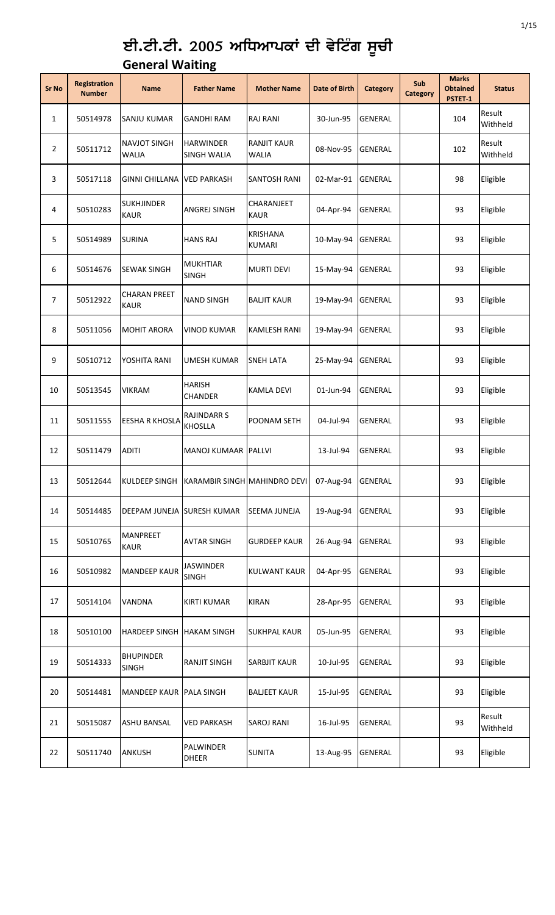# ਈ.ਟੀ.ਟੀ. 2005 ਅਧਿਆਪਕਾਂ ਦੀ ਵੇਟਿੰਗ ਸੂਚੀ

## General Waiting

| Sr No | Registration Number | Name | Father Name | Mother Name | Date of Birth | Category | Sub Category | Marks Obtained PSTET-1 | Status |
|---|---|---|---|---|---|---|---|---|---|
| 1 | 50514978 | SANJU KUMAR | GANDHI RAM | RAJ RANI | 30-Jun-95 | GENERAL | | 104 | Result Withheld |
| 2 | 50511712 | NAVJOT SINGH WALIA | HARWINDER SINGH WALIA | RANJIT KAUR WALIA | 08-Nov-95 | GENERAL | | 102 | Result Withheld |
| 3 | 50517118 | GINNI CHILLANA | VED PARKASH | SANTOSH RANI | 02-Mar-91 | GENERAL | | 98 | Eligible |
| 4 | 50510283 | SUKHJINDER KAUR | ANGREJ SINGH | CHARANJEET KAUR | 04-Apr-94 | GENERAL | | 93 | Eligible |
| 5 | 50514989 | SURINA | HANS RAJ | KRISHANA KUMARI | 10-May-94 | GENERAL | | 93 | Eligible |
| 6 | 50514676 | SEWAK SINGH | MUKHTIAR SINGH | MURTI DEVI | 15-May-94 | GENERAL | | 93 | Eligible |
| 7 | 50512922 | CHARAN PREET KAUR | NAND SINGH | BALJIT KAUR | 19-May-94 | GENERAL | | 93 | Eligible |
| 8 | 50511056 | MOHIT ARORA | VINOD KUMAR | KAMLESH RANI | 19-May-94 | GENERAL | | 93 | Eligible |
| 9 | 50510712 | YOSHITA RANI | UMESH KUMAR | SNEH LATA | 25-May-94 | GENERAL | | 93 | Eligible |
| 10 | 50513545 | VIKRAM | HARISH CHANDER | KAMLA DEVI | 01-Jun-94 | GENERAL | | 93 | Eligible |
| 11 | 50511555 | EESHA R KHOSLA | RAJINDARR S KHOSLLA | POONAM SETH | 04-Jul-94 | GENERAL | | 93 | Eligible |
| 12 | 50511479 | ADITI | MANOJ KUMAAR | PALLVI | 13-Jul-94 | GENERAL | | 93 | Eligible |
| 13 | 50512644 | KULDEEP SINGH | KARAMBIR SINGH | MAHINDRO DEVI | 07-Aug-94 | GENERAL | | 93 | Eligible |
| 14 | 50514485 | DEEPAM JUNEJA | SURESH KUMAR | SEEMA JUNEJA | 19-Aug-94 | GENERAL | | 93 | Eligible |
| 15 | 50510765 | MANPREET KAUR | AVTAR SINGH | GURDEEP KAUR | 26-Aug-94 | GENERAL | | 93 | Eligible |
| 16 | 50510982 | MANDEEP KAUR | JASWINDER SINGH | KULWANT KAUR | 04-Apr-95 | GENERAL | | 93 | Eligible |
| 17 | 50514104 | VANDNA | KIRTI KUMAR | KIRAN | 28-Apr-95 | GENERAL | | 93 | Eligible |
| 18 | 50510100 | HARDEEP SINGH | HAKAM SINGH | SUKHPAL KAUR | 05-Jun-95 | GENERAL | | 93 | Eligible |
| 19 | 50514333 | BHUPINDER SINGH | RANJIT SINGH | SARBJIT KAUR | 10-Jul-95 | GENERAL | | 93 | Eligible |
| 20 | 50514481 | MANDEEP KAUR | PALA SINGH | BALJEET KAUR | 15-Jul-95 | GENERAL | | 93 | Eligible |
| 21 | 50515087 | ASHU BANSAL | VED PARKASH | SAROJ RANI | 16-Jul-95 | GENERAL | | 93 | Result Withheld |
| 22 | 50511740 | ANKUSH | PALWINDER DHEER | SUNITA | 13-Aug-95 | GENERAL | | 93 | Eligible |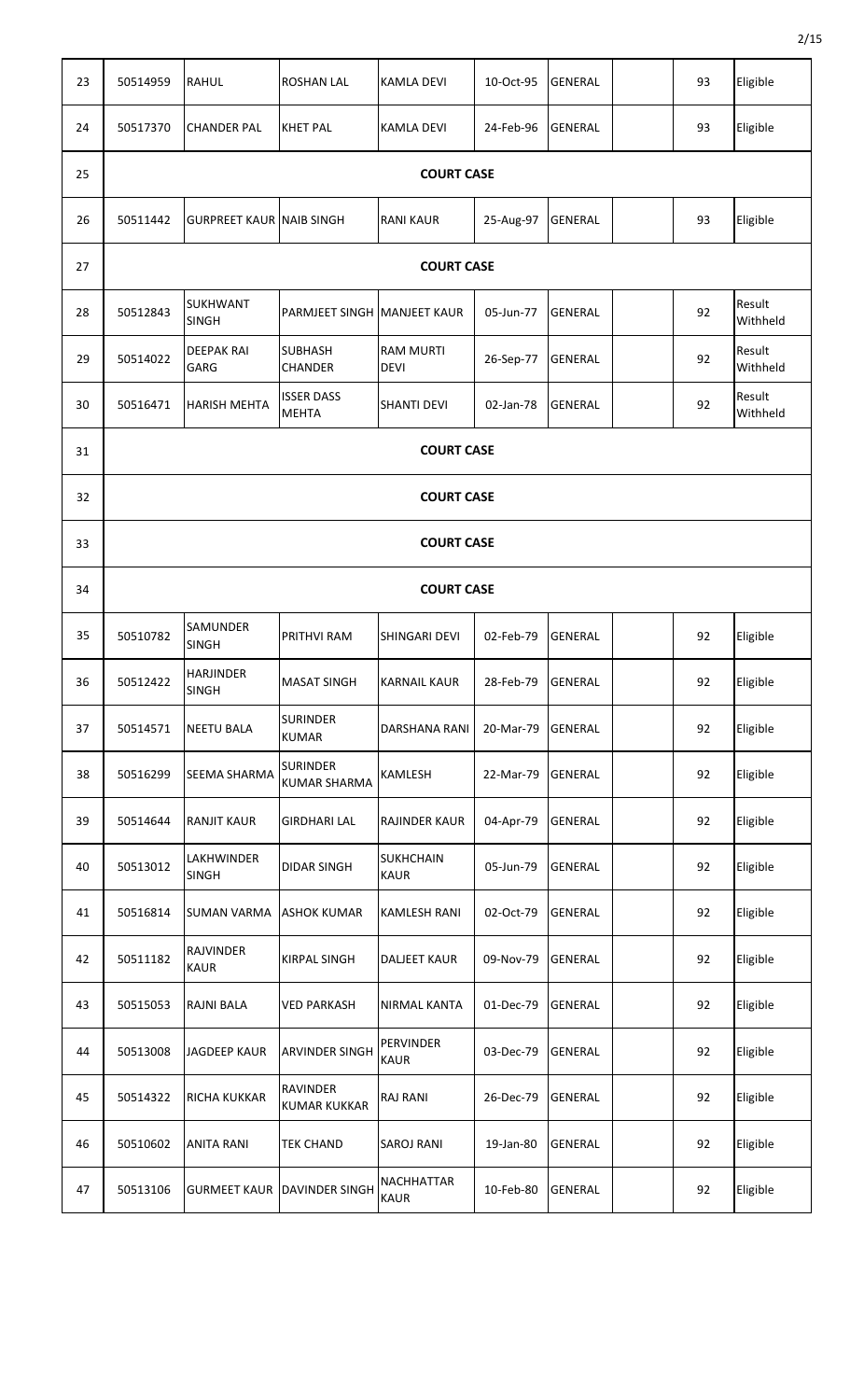| 23 | 50514959 | RAHUL | ROSHAN LAL | KAMLA DEVI | 10-Oct-95 | GENERAL | | 93 | Eligible |
|---|---|---|---|---|---|---|---|---|---|
| 24 | 50517370 | CHANDER PAL | KHET PAL | KAMLA DEVI | 24-Feb-96 | GENERAL | | 93 | Eligible |
| 25 | COURT CASE | | | | | | | | |
| 26 | 50511442 | GURPREET KAUR | NAIB SINGH | RANI KAUR | 25-Aug-97 | GENERAL | | 93 | Eligible |
| 27 | COURT CASE | | | | | | | | |
| 28 | 50512843 | SUKHWANT SINGH | PARMJEET SINGH | MANJEET KAUR | 05-Jun-77 | GENERAL | | 92 | Result Withheld |
| 29 | 50514022 | DEEPAK RAI GARG | SUBHASH CHANDER | RAM MURTI DEVI | 26-Sep-77 | GENERAL | | 92 | Result Withheld |
| 30 | 50516471 | HARISH MEHTA | ISSER DASS MEHTA | SHANTI DEVI | 02-Jan-78 | GENERAL | | 92 | Result Withheld |
| 31 | COURT CASE | | | | | | | | |
| 32 | COURT CASE | | | | | | | | |
| 33 | COURT CASE | | | | | | | | |
| 34 | COURT CASE | | | | | | | | |
| 35 | 50510782 | SAMUNDER SINGH | PRITHVI RAM | SHINGARI DEVI | 02-Feb-79 | GENERAL | | 92 | Eligible |
| 36 | 50512422 | HARJINDER SINGH | MASAT SINGH | KARNAIL KAUR | 28-Feb-79 | GENERAL | | 92 | Eligible |
| 37 | 50514571 | NEETU BALA | SURINDER KUMAR | DARSHANA RANI | 20-Mar-79 | GENERAL | | 92 | Eligible |
| 38 | 50516299 | SEEMA SHARMA | SURINDER KUMAR SHARMA | KAMLESH | 22-Mar-79 | GENERAL | | 92 | Eligible |
| 39 | 50514644 | RANJIT KAUR | GIRDHARI LAL | RAJINDER KAUR | 04-Apr-79 | GENERAL | | 92 | Eligible |
| 40 | 50513012 | LAKHWINDER SINGH | DIDAR SINGH | SUKHCHAIN KAUR | 05-Jun-79 | GENERAL | | 92 | Eligible |
| 41 | 50516814 | SUMAN VARMA | ASHOK KUMAR | KAMLESH RANI | 02-Oct-79 | GENERAL | | 92 | Eligible |
| 42 | 50511182 | RAJVINDER KAUR | KIRPAL SINGH | DALJEET KAUR | 09-Nov-79 | GENERAL | | 92 | Eligible |
| 43 | 50515053 | RAJNI BALA | VED PARKASH | NIRMAL KANTA | 01-Dec-79 | GENERAL | | 92 | Eligible |
| 44 | 50513008 | JAGDEEP KAUR | ARVINDER SINGH | PERVINDER KAUR | 03-Dec-79 | GENERAL | | 92 | Eligible |
| 45 | 50514322 | RICHA KUKKAR | RAVINDER KUMAR KUKKAR | RAJ RANI | 26-Dec-79 | GENERAL | | 92 | Eligible |
| 46 | 50510602 | ANITA RANI | TEK CHAND | SAROJ RANI | 19-Jan-80 | GENERAL | | 92 | Eligible |
| 47 | 50513106 | GURMEET KAUR | DAVINDER SINGH | NACHHATTAR KAUR | 10-Feb-80 | GENERAL | | 92 | Eligible |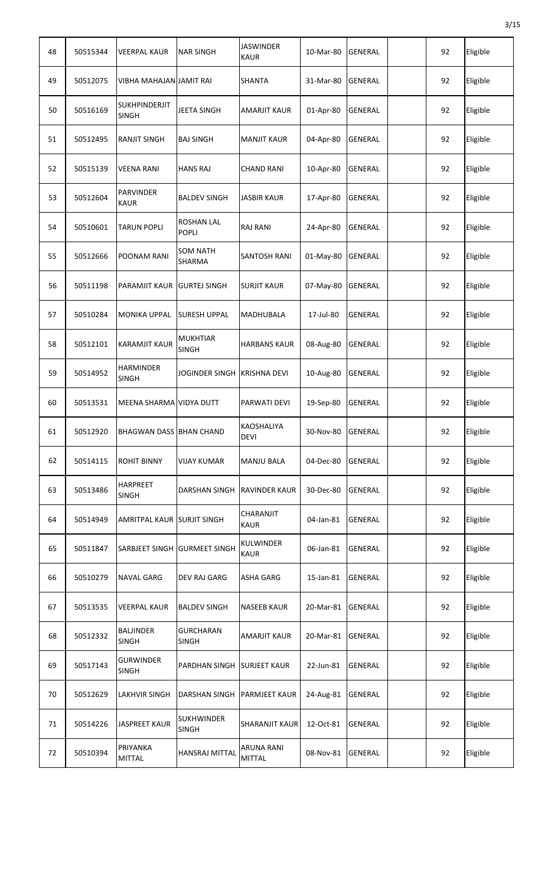| | | | | | | | | | |
|---|---|---|---|---|---|---|---|---|---|
| 48 | 50515344 | VEERPAL KAUR | NAR SINGH | JASWINDER KAUR | 10-Mar-80 | GENERAL | | 92 | Eligible |
| 49 | 50512075 | VIBHA MAHAJAN | JAMIT RAI | SHANTA | 31-Mar-80 | GENERAL | | 92 | Eligible |
| 50 | 50516169 | SUKHPINDERJIT SINGH | JEETA SINGH | AMARJIT KAUR | 01-Apr-80 | GENERAL | | 92 | Eligible |
| 51 | 50512495 | RANJIT SINGH | BAJ SINGH | MANJIT KAUR | 04-Apr-80 | GENERAL | | 92 | Eligible |
| 52 | 50515139 | VEENA RANI | HANS RAJ | CHAND RANI | 10-Apr-80 | GENERAL | | 92 | Eligible |
| 53 | 50512604 | PARVINDER KAUR | BALDEV SINGH | JASBIR KAUR | 17-Apr-80 | GENERAL | | 92 | Eligible |
| 54 | 50510601 | TARUN POPLI | ROSHAN LAL POPLI | RAJ RANI | 24-Apr-80 | GENERAL | | 92 | Eligible |
| 55 | 50512666 | POONAM RANI | SOM NATH SHARMA | SANTOSH RANI | 01-May-80 | GENERAL | | 92 | Eligible |
| 56 | 50511198 | PARAMJIT KAUR | GURTEJ SINGH | SURJIT KAUR | 07-May-80 | GENERAL | | 92 | Eligible |
| 57 | 50510284 | MONIKA UPPAL | SURESH UPPAL | MADHUBALA | 17-Jul-80 | GENERAL | | 92 | Eligible |
| 58 | 50512101 | KARAMJIT KAUR | MUKHTIAR SINGH | HARBANS KAUR | 08-Aug-80 | GENERAL | | 92 | Eligible |
| 59 | 50514952 | HARMINDER SINGH | JOGINDER SINGH | KRISHNA DEVI | 10-Aug-80 | GENERAL | | 92 | Eligible |
| 60 | 50513531 | MEENA SHARMA | VIDYA DUTT | PARWATI DEVI | 19-Sep-80 | GENERAL | | 92 | Eligible |
| 61 | 50512920 | BHAGWAN DASS | BHAN CHAND | KAOSHALIYA DEVI | 30-Nov-80 | GENERAL | | 92 | Eligible |
| 62 | 50514115 | ROHIT BINNY | VIJAY KUMAR | MANJU BALA | 04-Dec-80 | GENERAL | | 92 | Eligible |
| 63 | 50513486 | HARPREET SINGH | DARSHAN SINGH | RAVINDER KAUR | 30-Dec-80 | GENERAL | | 92 | Eligible |
| 64 | 50514949 | AMRITPAL KAUR | SURJIT SINGH | CHARANJIT KAUR | 04-Jan-81 | GENERAL | | 92 | Eligible |
| 65 | 50511847 | SARBJEET SINGH | GURMEET SINGH | KULWINDER KAUR | 06-Jan-81 | GENERAL | | 92 | Eligible |
| 66 | 50510279 | NAVAL GARG | DEV RAJ GARG | ASHA GARG | 15-Jan-81 | GENERAL | | 92 | Eligible |
| 67 | 50513535 | VEERPAL KAUR | BALDEV SINGH | NASEEB KAUR | 20-Mar-81 | GENERAL | | 92 | Eligible |
| 68 | 50512332 | BALJINDER SINGH | GURCHARAN SINGH | AMARJIT KAUR | 20-Mar-81 | GENERAL | | 92 | Eligible |
| 69 | 50517143 | GURWINDER SINGH | PARDHAN SINGH | SURJEET KAUR | 22-Jun-81 | GENERAL | | 92 | Eligible |
| 70 | 50512629 | LAKHVIR SINGH | DARSHAN SINGH | PARMJEET KAUR | 24-Aug-81 | GENERAL | | 92 | Eligible |
| 71 | 50514226 | JASPREET KAUR | SUKHWINDER SINGH | SHARANJIT KAUR | 12-Oct-81 | GENERAL | | 92 | Eligible |
| 72 | 50510394 | PRIYANKA MITTAL | HANSRAJ MITTAL | ARUNA RANI MITTAL | 08-Nov-81 | GENERAL | | 92 | Eligible |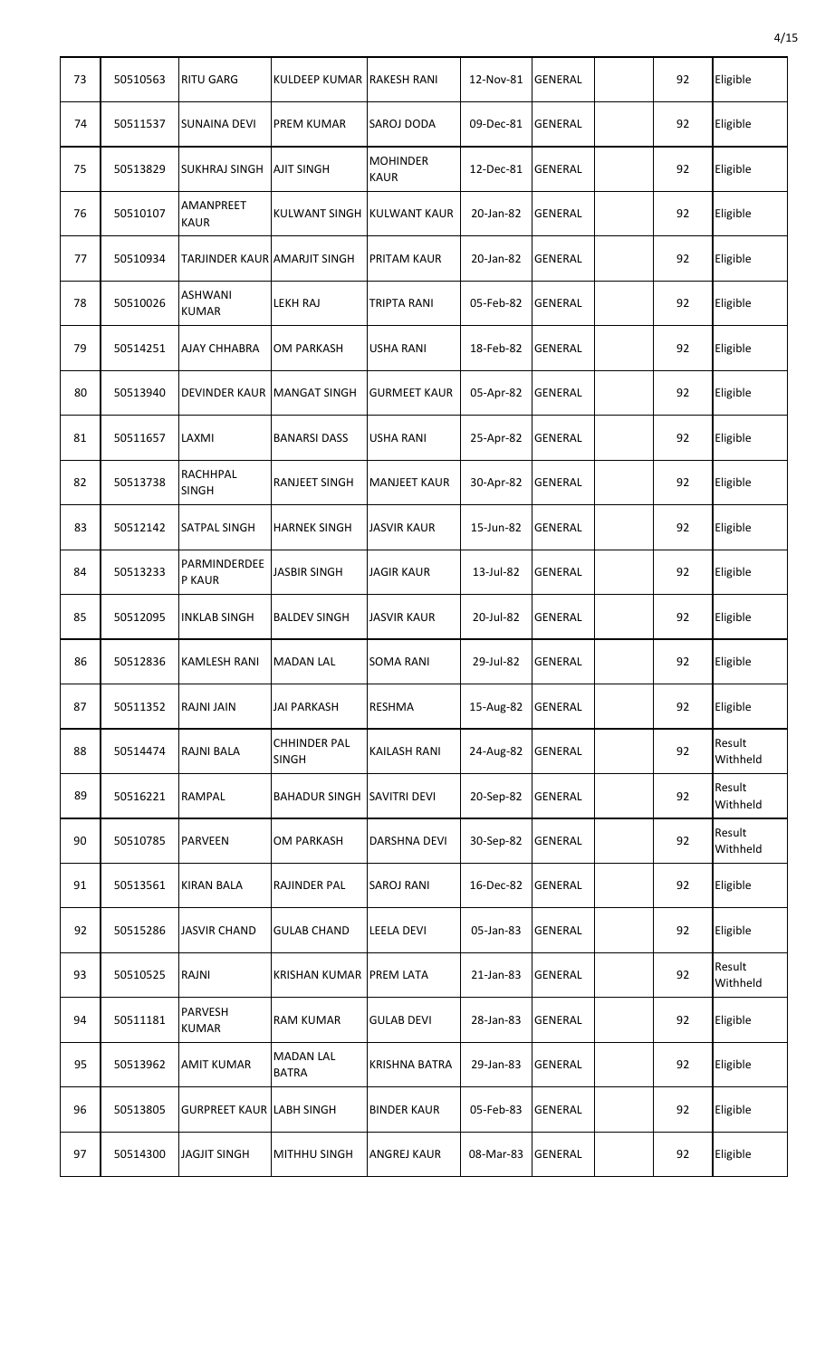| 73 | 50510563 | RITU GARG | KULDEEP KUMAR | RAKESH RANI | 12-Nov-81 | GENERAL | | 92 | Eligible |
|---|---|---|---|---|---|---|---|---|---|
| 74 | 50511537 | SUNAINA DEVI | PREM KUMAR | SAROJ DODA | 09-Dec-81 | GENERAL | | 92 | Eligible |
| 75 | 50513829 | SUKHRAJ SINGH | AJIT SINGH | MOHINDER KAUR | 12-Dec-81 | GENERAL | | 92 | Eligible |
| 76 | 50510107 | AMANPREET KAUR | KULWANT SINGH | KULWANT KAUR | 20-Jan-82 | GENERAL | | 92 | Eligible |
| 77 | 50510934 | TARJINDER KAUR | AMARJIT SINGH | PRITAM KAUR | 20-Jan-82 | GENERAL | | 92 | Eligible |
| 78 | 50510026 | ASHWANI KUMAR | LEKH RAJ | TRIPTA RANI | 05-Feb-82 | GENERAL | | 92 | Eligible |
| 79 | 50514251 | AJAY CHHABRA | OM PARKASH | USHA RANI | 18-Feb-82 | GENERAL | | 92 | Eligible |
| 80 | 50513940 | DEVINDER KAUR | MANGAT SINGH | GURMEET KAUR | 05-Apr-82 | GENERAL | | 92 | Eligible |
| 81 | 50511657 | LAXMI | BANARSI DASS | USHA RANI | 25-Apr-82 | GENERAL | | 92 | Eligible |
| 82 | 50513738 | RACHHPAL SINGH | RANJEET SINGH | MANJEET KAUR | 30-Apr-82 | GENERAL | | 92 | Eligible |
| 83 | 50512142 | SATPAL SINGH | HARNEK SINGH | JASVIR KAUR | 15-Jun-82 | GENERAL | | 92 | Eligible |
| 84 | 50513233 | PARMINDERDEEP KAUR | JASBIR SINGH | JAGIR KAUR | 13-Jul-82 | GENERAL | | 92 | Eligible |
| 85 | 50512095 | INKLAB SINGH | BALDEV SINGH | JASVIR KAUR | 20-Jul-82 | GENERAL | | 92 | Eligible |
| 86 | 50512836 | KAMLESH RANI | MADAN LAL | SOMA RANI | 29-Jul-82 | GENERAL | | 92 | Eligible |
| 87 | 50511352 | RAJNI JAIN | JAI PARKASH | RESHMA | 15-Aug-82 | GENERAL | | 92 | Eligible |
| 88 | 50514474 | RAJNI BALA | CHHINDER PAL SINGH | KAILASH RANI | 24-Aug-82 | GENERAL | | 92 | Result Withheld |
| 89 | 50516221 | RAMPAL | BAHADUR SINGH | SAVITRI DEVI | 20-Sep-82 | GENERAL | | 92 | Result Withheld |
| 90 | 50510785 | PARVEEN | OM PARKASH | DARSHNA DEVI | 30-Sep-82 | GENERAL | | 92 | Result Withheld |
| 91 | 50513561 | KIRAN BALA | RAJINDER PAL | SAROJ RANI | 16-Dec-82 | GENERAL | | 92 | Eligible |
| 92 | 50515286 | JASVIR CHAND | GULAB CHAND | LEELA DEVI | 05-Jan-83 | GENERAL | | 92 | Eligible |
| 93 | 50510525 | RAJNI | KRISHAN KUMAR | PREM LATA | 21-Jan-83 | GENERAL | | 92 | Result Withheld |
| 94 | 50511181 | PARVESH KUMAR | RAM KUMAR | GULAB DEVI | 28-Jan-83 | GENERAL | | 92 | Eligible |
| 95 | 50513962 | AMIT KUMAR | MADAN LAL BATRA | KRISHNA BATRA | 29-Jan-83 | GENERAL | | 92 | Eligible |
| 96 | 50513805 | GURPREET KAUR | LABH SINGH | BINDER KAUR | 05-Feb-83 | GENERAL | | 92 | Eligible |
| 97 | 50514300 | JAGJIT SINGH | MITHHU SINGH | ANGREJ KAUR | 08-Mar-83 | GENERAL | | 92 | Eligible |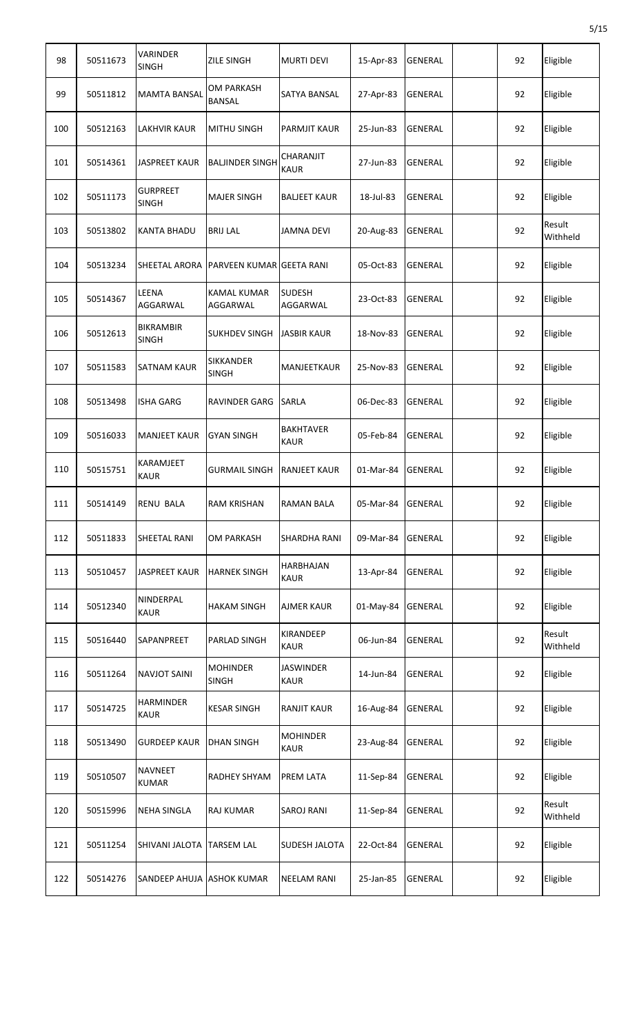| 98 | 50511673 | VARINDER SINGH | ZILE SINGH | MURTI DEVI | 15-Apr-83 | GENERAL | | 92 | Eligible |
|---|---|---|---|---|---|---|---|---|---|
| 99 | 50511812 | MAMTA BANSAL | OM PARKASH BANSAL | SATYA BANSAL | 27-Apr-83 | GENERAL | | 92 | Eligible |
| 100 | 50512163 | LAKHVIR KAUR | MITHU SINGH | PARMJIT KAUR | 25-Jun-83 | GENERAL | | 92 | Eligible |
| 101 | 50514361 | JASPREET KAUR | BALJINDER SINGH | CHARANJIT KAUR | 27-Jun-83 | GENERAL | | 92 | Eligible |
| 102 | 50511173 | GURPREET SINGH | MAJER SINGH | BALJEET KAUR | 18-Jul-83 | GENERAL | | 92 | Eligible |
| 103 | 50513802 | KANTA BHADU | BRIJ LAL | JAMNA DEVI | 20-Aug-83 | GENERAL | | 92 | Result Withheld |
| 104 | 50513234 | SHEETAL ARORA | PARVEEN KUMAR | GEETA RANI | 05-Oct-83 | GENERAL | | 92 | Eligible |
| 105 | 50514367 | LEENA AGGARWAL | KAMAL KUMAR AGGARWAL | SUDESH AGGARWAL | 23-Oct-83 | GENERAL | | 92 | Eligible |
| 106 | 50512613 | BIKRAMBIR SINGH | SUKHDEV SINGH | JASBIR KAUR | 18-Nov-83 | GENERAL | | 92 | Eligible |
| 107 | 50511583 | SATNAM KAUR | SIKKANDER SINGH | MANJEETKAUR | 25-Nov-83 | GENERAL | | 92 | Eligible |
| 108 | 50513498 | ISHA GARG | RAVINDER GARG | SARLA | 06-Dec-83 | GENERAL | | 92 | Eligible |
| 109 | 50516033 | MANJEET KAUR | GYAN SINGH | BAKHTAVER KAUR | 05-Feb-84 | GENERAL | | 92 | Eligible |
| 110 | 50515751 | KARAMJEET KAUR | GURMAIL SINGH | RANJEET KAUR | 01-Mar-84 | GENERAL | | 92 | Eligible |
| 111 | 50514149 | RENU BALA | RAM KRISHAN | RAMAN BALA | 05-Mar-84 | GENERAL | | 92 | Eligible |
| 112 | 50511833 | SHEETAL RANI | OM PARKASH | SHARDHA RANI | 09-Mar-84 | GENERAL | | 92 | Eligible |
| 113 | 50510457 | JASPREET KAUR | HARNEK SINGH | HARBHAJAN KAUR | 13-Apr-84 | GENERAL | | 92 | Eligible |
| 114 | 50512340 | NINDERPAL KAUR | HAKAM SINGH | AJMER KAUR | 01-May-84 | GENERAL | | 92 | Eligible |
| 115 | 50516440 | SAPANPREET | PARLAD SINGH | KIRANDEEP KAUR | 06-Jun-84 | GENERAL | | 92 | Result Withheld |
| 116 | 50511264 | NAVJOT SAINI | MOHINDER SINGH | JASWINDER KAUR | 14-Jun-84 | GENERAL | | 92 | Eligible |
| 117 | 50514725 | HARMINDER KAUR | KESAR SINGH | RANJIT KAUR | 16-Aug-84 | GENERAL | | 92 | Eligible |
| 118 | 50513490 | GURDEEP KAUR | DHAN SINGH | MOHINDER KAUR | 23-Aug-84 | GENERAL | | 92 | Eligible |
| 119 | 50510507 | NAVNEET KUMAR | RADHEY SHYAM | PREM LATA | 11-Sep-84 | GENERAL | | 92 | Eligible |
| 120 | 50515996 | NEHA SINGLA | RAJ KUMAR | SAROJ RANI | 11-Sep-84 | GENERAL | | 92 | Result Withheld |
| 121 | 50511254 | SHIVANI JALOTA | TARSEM LAL | SUDESH JALOTA | 22-Oct-84 | GENERAL | | 92 | Eligible |
| 122 | 50514276 | SANDEEP AHUJA | ASHOK KUMAR | NEELAM RANI | 25-Jan-85 | GENERAL | | 92 | Eligible |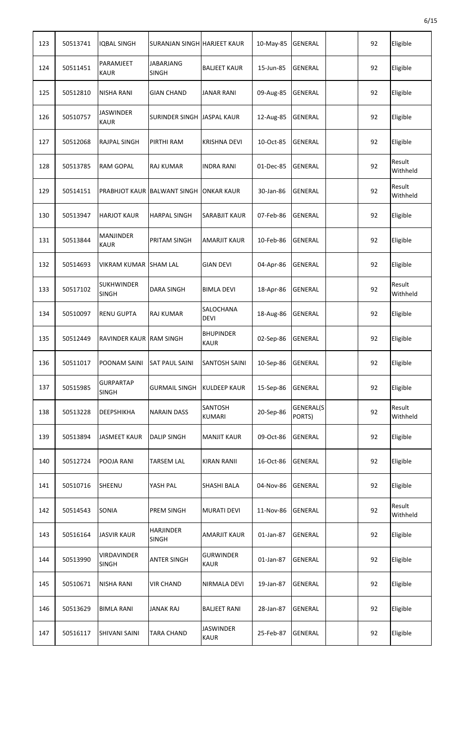| 123 | 50513741 | IQBAL SINGH | SURANJAN SINGH | HARJEET KAUR | 10-May-85 | GENERAL | | 92 | Eligible |
|---|---|---|---|---|---|---|---|---|---|
| 124 | 50511451 | PARAMJEET KAUR | JABARJANG SINGH | BALJEET KAUR | 15-Jun-85 | GENERAL | | 92 | Eligible |
| 125 | 50512810 | NISHA RANI | GIAN CHAND | JANAR RANI | 09-Aug-85 | GENERAL | | 92 | Eligible |
| 126 | 50510757 | JASWINDER KAUR | SURINDER SINGH | JASPAL KAUR | 12-Aug-85 | GENERAL | | 92 | Eligible |
| 127 | 50512068 | RAJPAL SINGH | PIRTHI RAM | KRISHNA DEVI | 10-Oct-85 | GENERAL | | 92 | Eligible |
| 128 | 50513785 | RAM GOPAL | RAJ KUMAR | INDRA RANI | 01-Dec-85 | GENERAL | | 92 | Result Withheld |
| 129 | 50514151 | PRABHJOT KAUR | BALWANT SINGH | ONKAR KAUR | 30-Jan-86 | GENERAL | | 92 | Result Withheld |
| 130 | 50513947 | HARJOT KAUR | HARPAL SINGH | SARABJIT KAUR | 07-Feb-86 | GENERAL | | 92 | Eligible |
| 131 | 50513844 | MANJINDER KAUR | PRITAM SINGH | AMARJIT KAUR | 10-Feb-86 | GENERAL | | 92 | Eligible |
| 132 | 50514693 | VIKRAM KUMAR | SHAM LAL | GIAN DEVI | 04-Apr-86 | GENERAL | | 92 | Eligible |
| 133 | 50517102 | SUKHWINDER SINGH | DARA SINGH | BIMLA DEVI | 18-Apr-86 | GENERAL | | 92 | Result Withheld |
| 134 | 50510097 | RENU GUPTA | RAJ KUMAR | SALOCHANA DEVI | 18-Aug-86 | GENERAL | | 92 | Eligible |
| 135 | 50512449 | RAVINDER KAUR | RAM SINGH | BHUPINDER KAUR | 02-Sep-86 | GENERAL | | 92 | Eligible |
| 136 | 50511017 | POONAM SAINI | SAT PAUL SAINI | SANTOSH SAINI | 10-Sep-86 | GENERAL | | 92 | Eligible |
| 137 | 50515985 | GURPARTAP SINGH | GURMAIL SINGH | KULDEEP KAUR | 15-Sep-86 | GENERAL | | 92 | Eligible |
| 138 | 50513228 | DEEPSHIKHA | NARAIN DASS | SANTOSH KUMARI | 20-Sep-86 | GENERAL(SPORTS) | | 92 | Result Withheld |
| 139 | 50513894 | JASMEET KAUR | DALIP SINGH | MANJIT KAUR | 09-Oct-86 | GENERAL | | 92 | Eligible |
| 140 | 50512724 | POOJA RANI | TARSEM LAL | KIRAN RANII | 16-Oct-86 | GENERAL | | 92 | Eligible |
| 141 | 50510716 | SHEENU | YASH PAL | SHASHI BALA | 04-Nov-86 | GENERAL | | 92 | Eligible |
| 142 | 50514543 | SONIA | PREM SINGH | MURATI DEVI | 11-Nov-86 | GENERAL | | 92 | Result Withheld |
| 143 | 50516164 | JASVIR KAUR | HARJINDER SINGH | AMARJIT KAUR | 01-Jan-87 | GENERAL | | 92 | Eligible |
| 144 | 50513990 | VIRDAVINDER SINGH | ANTER SINGH | GURWINDER KAUR | 01-Jan-87 | GENERAL | | 92 | Eligible |
| 145 | 50510671 | NISHA RANI | VIR CHAND | NIRMALA DEVI | 19-Jan-87 | GENERAL | | 92 | Eligible |
| 146 | 50513629 | BIMLA RANI | JANAK RAJ | BALJEET RANI | 28-Jan-87 | GENERAL | | 92 | Eligible |
| 147 | 50516117 | SHIVANI SAINI | TARA CHAND | JASWINDER KAUR | 25-Feb-87 | GENERAL | | 92 | Eligible |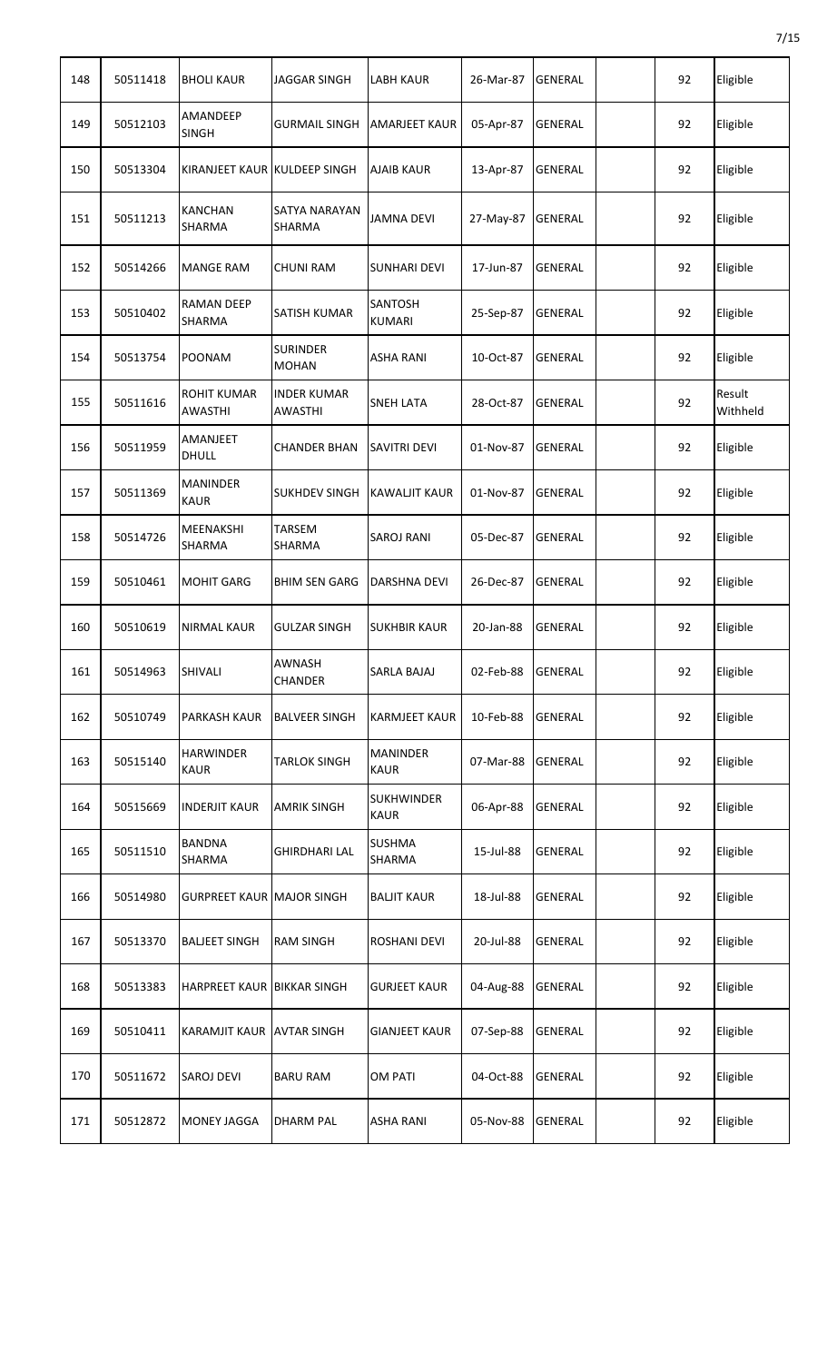| 148 | 50511418 | BHOLI KAUR | JAGGAR SINGH | LABH KAUR | 26-Mar-87 | GENERAL | | 92 | Eligible |
|---|---|---|---|---|---|---|---|---|---|
| 149 | 50512103 | AMANDEEP SINGH | GURMAIL SINGH | AMARJEET KAUR | 05-Apr-87 | GENERAL | | 92 | Eligible |
| 150 | 50513304 | KIRANJEET KAUR | KULDEEP SINGH | AJAIB KAUR | 13-Apr-87 | GENERAL | | 92 | Eligible |
| 151 | 50511213 | KANCHAN SHARMA | SATYA NARAYAN SHARMA | JAMNA DEVI | 27-May-87 | GENERAL | | 92 | Eligible |
| 152 | 50514266 | MANGE RAM | CHUNI RAM | SUNHARI DEVI | 17-Jun-87 | GENERAL | | 92 | Eligible |
| 153 | 50510402 | RAMAN DEEP SHARMA | SATISH KUMAR | SANTOSH KUMARI | 25-Sep-87 | GENERAL | | 92 | Eligible |
| 154 | 50513754 | POONAM | SURINDER MOHAN | ASHA RANI | 10-Oct-87 | GENERAL | | 92 | Eligible |
| 155 | 50511616 | ROHIT KUMAR AWASTHI | INDER KUMAR AWASTHI | SNEH LATA | 28-Oct-87 | GENERAL | | 92 | Result Withheld |
| 156 | 50511959 | AMANJEET DHULL | CHANDER BHAN | SAVITRI DEVI | 01-Nov-87 | GENERAL | | 92 | Eligible |
| 157 | 50511369 | MANINDER KAUR | SUKHDEV SINGH | KAWALJIT KAUR | 01-Nov-87 | GENERAL | | 92 | Eligible |
| 158 | 50514726 | MEENAKSHI SHARMA | TARSEM SHARMA | SAROJ RANI | 05-Dec-87 | GENERAL | | 92 | Eligible |
| 159 | 50510461 | MOHIT GARG | BHIM SEN GARG | DARSHNA DEVI | 26-Dec-87 | GENERAL | | 92 | Eligible |
| 160 | 50510619 | NIRMAL KAUR | GULZAR SINGH | SUKHBIR KAUR | 20-Jan-88 | GENERAL | | 92 | Eligible |
| 161 | 50514963 | SHIVALI | AWNASH CHANDER | SARLA BAJAJ | 02-Feb-88 | GENERAL | | 92 | Eligible |
| 162 | 50510749 | PARKASH KAUR | BALVEER SINGH | KARMJEET KAUR | 10-Feb-88 | GENERAL | | 92 | Eligible |
| 163 | 50515140 | HARWINDER KAUR | TARLOK SINGH | MANINDER KAUR | 07-Mar-88 | GENERAL | | 92 | Eligible |
| 164 | 50515669 | INDERJIT KAUR | AMRIK SINGH | SUKHWINDER KAUR | 06-Apr-88 | GENERAL | | 92 | Eligible |
| 165 | 50511510 | BANDNA SHARMA | GHIRDHARI LAL | SUSHMA SHARMA | 15-Jul-88 | GENERAL | | 92 | Eligible |
| 166 | 50514980 | GURPREET KAUR | MAJOR SINGH | BALJIT KAUR | 18-Jul-88 | GENERAL | | 92 | Eligible |
| 167 | 50513370 | BALJEET SINGH | RAM SINGH | ROSHANI DEVI | 20-Jul-88 | GENERAL | | 92 | Eligible |
| 168 | 50513383 | HARPREET KAUR | BIKKAR SINGH | GURJEET KAUR | 04-Aug-88 | GENERAL | | 92 | Eligible |
| 169 | 50510411 | KARAMJIT KAUR | AVTAR SINGH | GIANJEET KAUR | 07-Sep-88 | GENERAL | | 92 | Eligible |
| 170 | 50511672 | SAROJ DEVI | BARU RAM | OM PATI | 04-Oct-88 | GENERAL | | 92 | Eligible |
| 171 | 50512872 | MONEY JAGGA | DHARM PAL | ASHA RANI | 05-Nov-88 | GENERAL | | 92 | Eligible |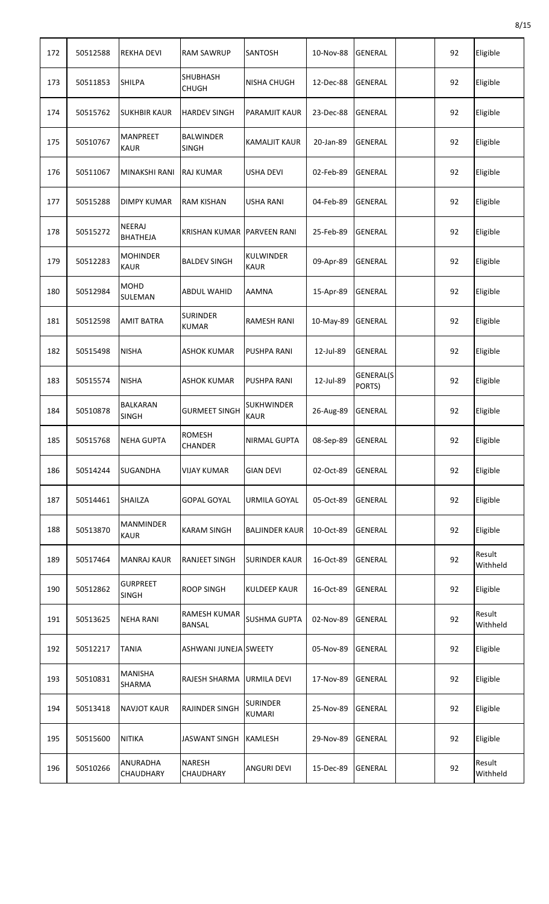| 172 | 50512588 | REKHA DEVI | RAM SAWRUP | SANTOSH | 10-Nov-88 | GENERAL | | 92 | Eligible |
|---|---|---|---|---|---|---|---|---|---|
| 173 | 50511853 | SHILPA | SHUBHASH CHUGH | NISHA CHUGH | 12-Dec-88 | GENERAL | | 92 | Eligible |
| 174 | 50515762 | SUKHBIR KAUR | HARDEV SINGH | PARAMJIT KAUR | 23-Dec-88 | GENERAL | | 92 | Eligible |
| 175 | 50510767 | MANPREET KAUR | BALWINDER SINGH | KAMALJIT KAUR | 20-Jan-89 | GENERAL | | 92 | Eligible |
| 176 | 50511067 | MINAKSHI RANI | RAJ KUMAR | USHA DEVI | 02-Feb-89 | GENERAL | | 92 | Eligible |
| 177 | 50515288 | DIMPY KUMAR | RAM KISHAN | USHA RANI | 04-Feb-89 | GENERAL | | 92 | Eligible |
| 178 | 50515272 | NEERAJ BHATHEJA | KRISHAN KUMAR | PARVEEN RANI | 25-Feb-89 | GENERAL | | 92 | Eligible |
| 179 | 50512283 | MOHINDER KAUR | BALDEV SINGH | KULWINDER KAUR | 09-Apr-89 | GENERAL | | 92 | Eligible |
| 180 | 50512984 | MOHD SULEMAN | ABDUL WAHID | AAMNA | 15-Apr-89 | GENERAL | | 92 | Eligible |
| 181 | 50512598 | AMIT BATRA | SURINDER KUMAR | RAMESH RANI | 10-May-89 | GENERAL | | 92 | Eligible |
| 182 | 50515498 | NISHA | ASHOK KUMAR | PUSHPA RANI | 12-Jul-89 | GENERAL | | 92 | Eligible |
| 183 | 50515574 | NISHA | ASHOK KUMAR | PUSHPA RANI | 12-Jul-89 | GENERAL(SPORTS) | | 92 | Eligible |
| 184 | 50510878 | BALKARAN SINGH | GURMEET SINGH | SUKHWINDER KAUR | 26-Aug-89 | GENERAL | | 92 | Eligible |
| 185 | 50515768 | NEHA GUPTA | ROMESH CHANDER | NIRMAL GUPTA | 08-Sep-89 | GENERAL | | 92 | Eligible |
| 186 | 50514244 | SUGANDHA | VIJAY KUMAR | GIAN DEVI | 02-Oct-89 | GENERAL | | 92 | Eligible |
| 187 | 50514461 | SHAILZA | GOPAL GOYAL | URMILA GOYAL | 05-Oct-89 | GENERAL | | 92 | Eligible |
| 188 | 50513870 | MANMINDER KAUR | KARAM SINGH | BALJINDER KAUR | 10-Oct-89 | GENERAL | | 92 | Eligible |
| 189 | 50517464 | MANRAJ KAUR | RANJEET SINGH | SURINDER KAUR | 16-Oct-89 | GENERAL | | 92 | Result Withheld |
| 190 | 50512862 | GURPREET SINGH | ROOP SINGH | KULDEEP KAUR | 16-Oct-89 | GENERAL | | 92 | Eligible |
| 191 | 50513625 | NEHA RANI | RAMESH KUMAR BANSAL | SUSHMA GUPTA | 02-Nov-89 | GENERAL | | 92 | Result Withheld |
| 192 | 50512217 | TANIA | ASHWANI JUNEJA | SWEETY | 05-Nov-89 | GENERAL | | 92 | Eligible |
| 193 | 50510831 | MANISHA SHARMA | RAJESH SHARMA | URMILA DEVI | 17-Nov-89 | GENERAL | | 92 | Eligible |
| 194 | 50513418 | NAVJOT KAUR | RAJINDER SINGH | SURINDER KUMARI | 25-Nov-89 | GENERAL | | 92 | Eligible |
| 195 | 50515600 | NITIKA | JASWANT SINGH | KAMLESH | 29-Nov-89 | GENERAL | | 92 | Eligible |
| 196 | 50510266 | ANURADHA CHAUDHARY | NARESH CHAUDHARY | ANGURI DEVI | 15-Dec-89 | GENERAL | | 92 | Result Withheld |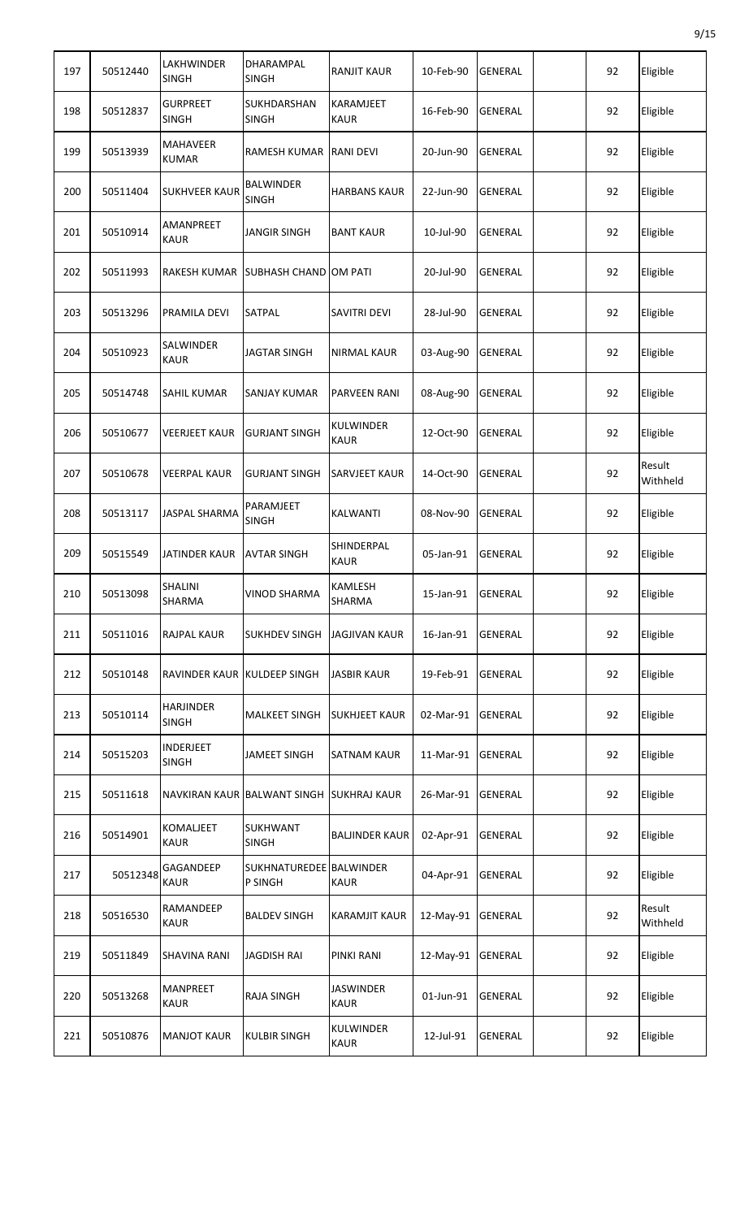| 197 | 50512440 | LAKHWINDER SINGH | DHARAMPAL SINGH | RANJIT KAUR | 10-Feb-90 | GENERAL | | 92 | Eligible |
|---|---|---|---|---|---|---|---|---|---|
| 198 | 50512837 | GURPREET SINGH | SUKHDARSHAN SINGH | KARAMJEET KAUR | 16-Feb-90 | GENERAL | | 92 | Eligible |
| 199 | 50513939 | MAHAVEER KUMAR | RAMESH KUMAR | RANI DEVI | 20-Jun-90 | GENERAL | | 92 | Eligible |
| 200 | 50511404 | SUKHVEER KAUR | BALWINDER SINGH | HARBANS KAUR | 22-Jun-90 | GENERAL | | 92 | Eligible |
| 201 | 50510914 | AMANPREET KAUR | JANGIR SINGH | BANT KAUR | 10-Jul-90 | GENERAL | | 92 | Eligible |
| 202 | 50511993 | RAKESH KUMAR | SUBHASH CHAND | OM PATI | 20-Jul-90 | GENERAL | | 92 | Eligible |
| 203 | 50513296 | PRAMILA DEVI | SATPAL | SAVITRI DEVI | 28-Jul-90 | GENERAL | | 92 | Eligible |
| 204 | 50510923 | SALWINDER KAUR | JAGTAR SINGH | NIRMAL KAUR | 03-Aug-90 | GENERAL | | 92 | Eligible |
| 205 | 50514748 | SAHIL KUMAR | SANJAY KUMAR | PARVEEN RANI | 08-Aug-90 | GENERAL | | 92 | Eligible |
| 206 | 50510677 | VEERJEET KAUR | GURJANT SINGH | KULWINDER KAUR | 12-Oct-90 | GENERAL | | 92 | Eligible |
| 207 | 50510678 | VEERPAL KAUR | GURJANT SINGH | SARVJEET KAUR | 14-Oct-90 | GENERAL | | 92 | Result Withheld |
| 208 | 50513117 | JASPAL SHARMA | PARAMJEET SINGH | KALWANTI | 08-Nov-90 | GENERAL | | 92 | Eligible |
| 209 | 50515549 | JATINDER KAUR | AVTAR SINGH | SHINDERPAL KAUR | 05-Jan-91 | GENERAL | | 92 | Eligible |
| 210 | 50513098 | SHALINI SHARMA | VINOD SHARMA | KAMLESH SHARMA | 15-Jan-91 | GENERAL | | 92 | Eligible |
| 211 | 50511016 | RAJPAL KAUR | SUKHDEV SINGH | JAGJIVAN KAUR | 16-Jan-91 | GENERAL | | 92 | Eligible |
| 212 | 50510148 | RAVINDER KAUR | KULDEEP SINGH | JASBIR KAUR | 19-Feb-91 | GENERAL | | 92 | Eligible |
| 213 | 50510114 | HARJINDER SINGH | MALKEET SINGH | SUKHJEET KAUR | 02-Mar-91 | GENERAL | | 92 | Eligible |
| 214 | 50515203 | INDERJEET SINGH | JAMEET SINGH | SATNAM KAUR | 11-Mar-91 | GENERAL | | 92 | Eligible |
| 215 | 50511618 | NAVKIRAN KAUR | BALWANT SINGH | SUKHRAJ KAUR | 26-Mar-91 | GENERAL | | 92 | Eligible |
| 216 | 50514901 | KOMALJEET KAUR | SUKHWANT SINGH | BALJINDER KAUR | 02-Apr-91 | GENERAL | | 92 | Eligible |
| 217 | 50512348 | GAGANDEEP KAUR | SUKHNATUREDEEP SINGH | BALWINDER KAUR | 04-Apr-91 | GENERAL | | 92 | Eligible |
| 218 | 50516530 | RAMANDEEP KAUR | BALDEV SINGH | KARAMJIT KAUR | 12-May-91 | GENERAL | | 92 | Result Withheld |
| 219 | 50511849 | SHAVINA RANI | JAGDISH RAI | PINKI RANI | 12-May-91 | GENERAL | | 92 | Eligible |
| 220 | 50513268 | MANPREET KAUR | RAJA SINGH | JASWINDER KAUR | 01-Jun-91 | GENERAL | | 92 | Eligible |
| 221 | 50510876 | MANJOT KAUR | KULBIR SINGH | KULWINDER KAUR | 12-Jul-91 | GENERAL | | 92 | Eligible |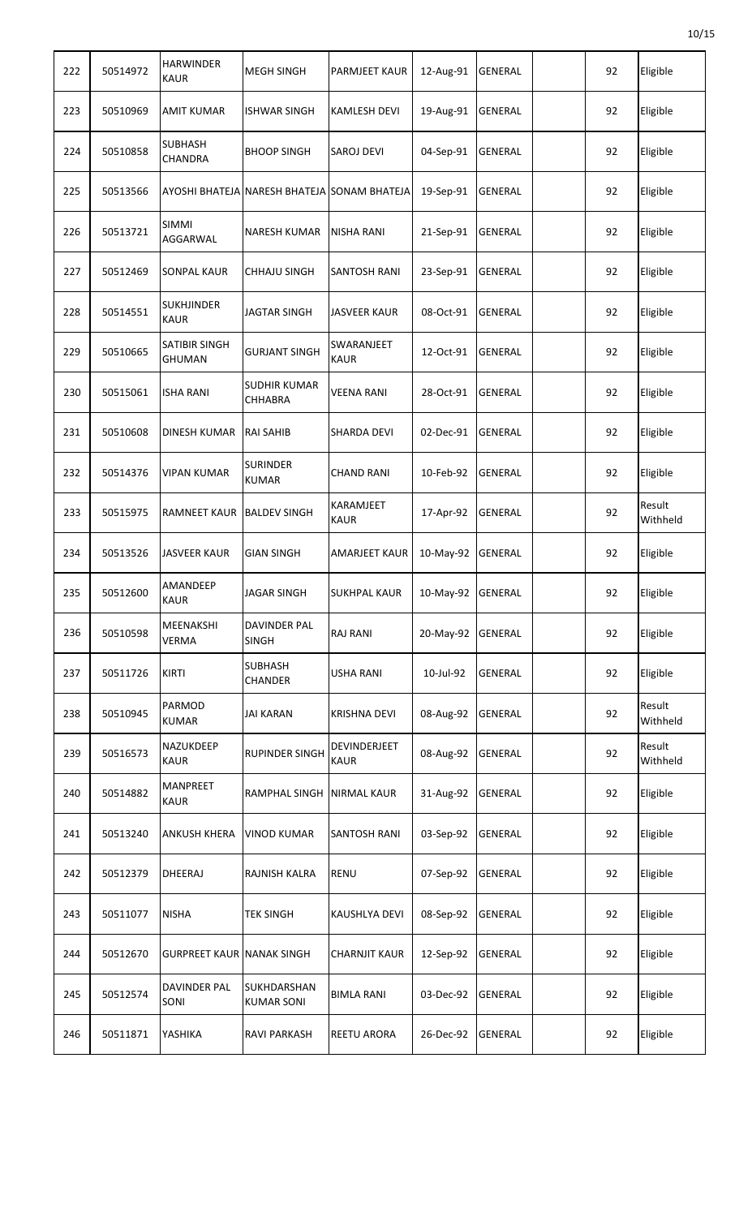| 222 | 50514972 | HARWINDER KAUR | MEGH SINGH | PARMJEET KAUR | 12-Aug-91 | GENERAL | | 92 | Eligible |
|---|---|---|---|---|---|---|---|---|---|
| 223 | 50510969 | AMIT KUMAR | ISHWAR SINGH | KAMLESH DEVI | 19-Aug-91 | GENERAL | | 92 | Eligible |
| 224 | 50510858 | SUBHASH CHANDRA | BHOOP SINGH | SAROJ DEVI | 04-Sep-91 | GENERAL | | 92 | Eligible |
| 225 | 50513566 | AYOSHI BHATEJA | NARESH BHATEJA | SONAM BHATEJA | 19-Sep-91 | GENERAL | | 92 | Eligible |
| 226 | 50513721 | SIMMI AGGARWAL | NARESH KUMAR | NISHA RANI | 21-Sep-91 | GENERAL | | 92 | Eligible |
| 227 | 50512469 | SONPAL KAUR | CHHAJU SINGH | SANTOSH RANI | 23-Sep-91 | GENERAL | | 92 | Eligible |
| 228 | 50514551 | SUKHJINDER KAUR | JAGTAR SINGH | JASVEER KAUR | 08-Oct-91 | GENERAL | | 92 | Eligible |
| 229 | 50510665 | SATIBIR SINGH GHUMAN | GURJANT SINGH | SWARANJEET KAUR | 12-Oct-91 | GENERAL | | 92 | Eligible |
| 230 | 50515061 | ISHA RANI | SUDHIR KUMAR CHHABRA | VEENA RANI | 28-Oct-91 | GENERAL | | 92 | Eligible |
| 231 | 50510608 | DINESH KUMAR | RAI SAHIB | SHARDA DEVI | 02-Dec-91 | GENERAL | | 92 | Eligible |
| 232 | 50514376 | VIPAN KUMAR | SURINDER KUMAR | CHAND RANI | 10-Feb-92 | GENERAL | | 92 | Eligible |
| 233 | 50515975 | RAMNEET KAUR | BALDEV SINGH | KARAMJEET KAUR | 17-Apr-92 | GENERAL | | 92 | Result Withheld |
| 234 | 50513526 | JASVEER KAUR | GIAN SINGH | AMARJEET KAUR | 10-May-92 | GENERAL | | 92 | Eligible |
| 235 | 50512600 | AMANDEEP KAUR | JAGAR SINGH | SUKHPAL KAUR | 10-May-92 | GENERAL | | 92 | Eligible |
| 236 | 50510598 | MEENAKSHI VERMA | DAVINDER PAL SINGH | RAJ RANI | 20-May-92 | GENERAL | | 92 | Eligible |
| 237 | 50511726 | KIRTI | SUBHASH CHANDER | USHA RANI | 10-Jul-92 | GENERAL | | 92 | Eligible |
| 238 | 50510945 | PARMOD KUMAR | JAI KARAN | KRISHNA DEVI | 08-Aug-92 | GENERAL | | 92 | Result Withheld |
| 239 | 50516573 | NAZUKDEEP KAUR | RUPINDER SINGH | DEVINDERJEET KAUR | 08-Aug-92 | GENERAL | | 92 | Result Withheld |
| 240 | 50514882 | MANPREET KAUR | RAMPHAL SINGH | NIRMAL KAUR | 31-Aug-92 | GENERAL | | 92 | Eligible |
| 241 | 50513240 | ANKUSH KHERA | VINOD KUMAR | SANTOSH RANI | 03-Sep-92 | GENERAL | | 92 | Eligible |
| 242 | 50512379 | DHEERAJ | RAJNISH KALRA | RENU | 07-Sep-92 | GENERAL | | 92 | Eligible |
| 243 | 50511077 | NISHA | TEK SINGH | KAUSHLYA DEVI | 08-Sep-92 | GENERAL | | 92 | Eligible |
| 244 | 50512670 | GURPREET KAUR | NANAK SINGH | CHARNJIT KAUR | 12-Sep-92 | GENERAL | | 92 | Eligible |
| 245 | 50512574 | DAVINDER PAL SONI | SUKHDARSHAN KUMAR SONI | BIMLA RANI | 03-Dec-92 | GENERAL | | 92 | Eligible |
| 246 | 50511871 | YASHIKA | RAVI PARKASH | REETU ARORA | 26-Dec-92 | GENERAL | | 92 | Eligible |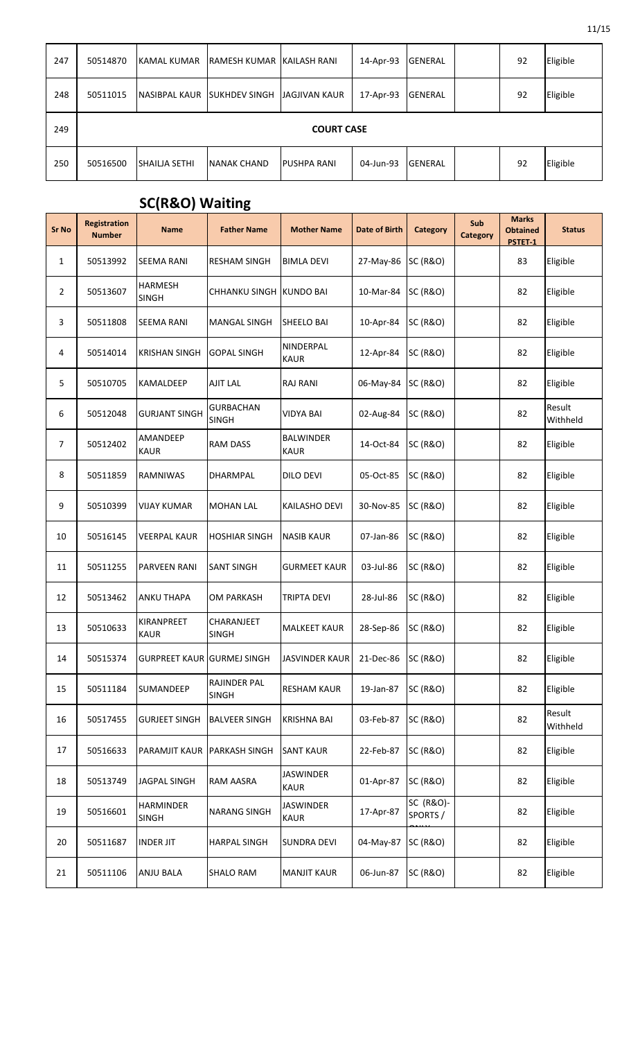| 247 | 50514870 | KAMAL KUMAR | RAMESH KUMAR | KAILASH RANI | 14-Apr-93 | GENERAL | | 92 | Eligible |
|---|---|---|---|---|---|---|---|---|---|
| 248 | 50511015 | NASIBPAL KAUR | SUKHDEV SINGH | JAGJIVAN KAUR | 17-Apr-93 | GENERAL | | 92 | Eligible |
| 249 | COURT CASE | | | | | | | | |
| 250 | 50516500 | SHAILJA SETHI | NANAK CHAND | PUSHPA RANI | 04-Jun-93 | GENERAL | | 92 | Eligible |

## SC(R&O) Waiting

| Sr No | Registration Number | Name | Father Name | Mother Name | Date of Birth | Category | Sub Category | Marks Obtained PSTET-1 | Status |
|---|---|---|---|---|---|---|---|---|---|
| 1 | 50513992 | SEEMA RANI | RESHAM SINGH | BIMLA DEVI | 27-May-86 | SC (R&O) | | 83 | Eligible |
| 2 | 50513607 | HARMESH SINGH | CHHANKU SINGH | KUNDO BAI | 10-Mar-84 | SC (R&O) | | 82 | Eligible |
| 3 | 50511808 | SEEMA RANI | MANGAL SINGH | SHEELO BAI | 10-Apr-84 | SC (R&O) | | 82 | Eligible |
| 4 | 50514014 | KRISHAN SINGH | GOPAL SINGH | NINDERPAL KAUR | 12-Apr-84 | SC (R&O) | | 82 | Eligible |
| 5 | 50510705 | KAMALDEEP | AJIT LAL | RAJ RANI | 06-May-84 | SC (R&O) | | 82 | Eligible |
| 6 | 50512048 | GURJANT SINGH | GURBACHAN SINGH | VIDYA BAI | 02-Aug-84 | SC (R&O) | | 82 | Result Withheld |
| 7 | 50512402 | AMANDEEP KAUR | RAM DASS | BALWINDER KAUR | 14-Oct-84 | SC (R&O) | | 82 | Eligible |
| 8 | 50511859 | RAMNIWAS | DHARMPAL | DILO DEVI | 05-Oct-85 | SC (R&O) | | 82 | Eligible |
| 9 | 50510399 | VIJAY KUMAR | MOHAN LAL | KAILASHO DEVI | 30-Nov-85 | SC (R&O) | | 82 | Eligible |
| 10 | 50516145 | VEERPAL KAUR | HOSHIAR SINGH | NASIB KAUR | 07-Jan-86 | SC (R&O) | | 82 | Eligible |
| 11 | 50511255 | PARVEEN RANI | SANT SINGH | GURMEET KAUR | 03-Jul-86 | SC (R&O) | | 82 | Eligible |
| 12 | 50513462 | ANKU THAPA | OM PARKASH | TRIPTA DEVI | 28-Jul-86 | SC (R&O) | | 82 | Eligible |
| 13 | 50510633 | KIRANPREET KAUR | CHARANJEET SINGH | MALKEET KAUR | 28-Sep-86 | SC (R&O) | | 82 | Eligible |
| 14 | 50515374 | GURPREET KAUR | GURMEJ SINGH | JASVINDER KAUR | 21-Dec-86 | SC (R&O) | | 82 | Eligible |
| 15 | 50511184 | SUMANDEEP | RAJINDER PAL SINGH | RESHAM KAUR | 19-Jan-87 | SC (R&O) | | 82 | Eligible |
| 16 | 50517455 | GURJEET SINGH | BALVEER SINGH | KRISHNA BAI | 03-Feb-87 | SC (R&O) | | 82 | Result Withheld |
| 17 | 50516633 | PARAMJIT KAUR | PARKASH SINGH | SANT KAUR | 22-Feb-87 | SC (R&O) | | 82 | Eligible |
| 18 | 50513749 | JAGPAL SINGH | RAM AASRA | JASWINDER KAUR | 01-Apr-87 | SC (R&O) | | 82 | Eligible |
| 19 | 50516601 | HARMINDER SINGH | NARANG SINGH | JASWINDER KAUR | 17-Apr-87 | SC (R&O)-SPORTS / ONLY | | 82 | Eligible |
| 20 | 50511687 | INDER JIT | HARPAL SINGH | SUNDRA DEVI | 04-May-87 | SC (R&O) | | 82 | Eligible |
| 21 | 50511106 | ANJU BALA | SHALO RAM | MANJIT KAUR | 06-Jun-87 | SC (R&O) | | 82 | Eligible |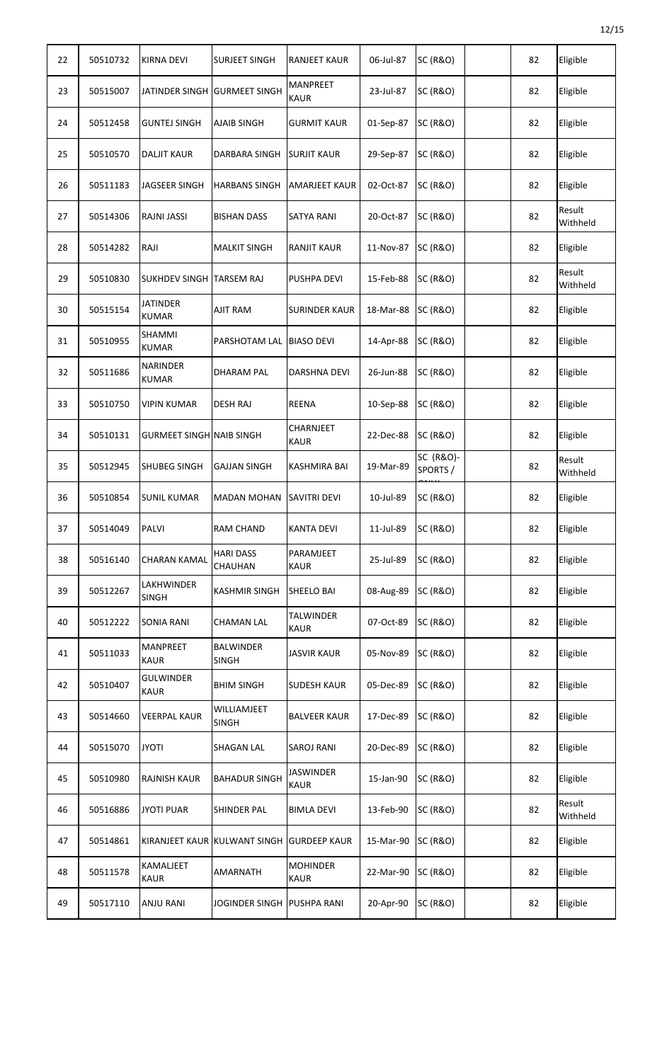| 22 | 50510732 | KIRNA DEVI | SURJEET SINGH | RANJEET KAUR | 06-Jul-87 | SC (R&O) | | 82 | Eligible |
|---|---|---|---|---|---|---|---|---|---|
| 23 | 50515007 | JATINDER SINGH | GURMEET SINGH | MANPREET KAUR | 23-Jul-87 | SC (R&O) | | 82 | Eligible |
| 24 | 50512458 | GUNTEJ SINGH | AJAIB SINGH | GURMIT KAUR | 01-Sep-87 | SC (R&O) | | 82 | Eligible |
| 25 | 50510570 | DALJIT KAUR | DARBARA SINGH | SURJIT KAUR | 29-Sep-87 | SC (R&O) | | 82 | Eligible |
| 26 | 50511183 | JAGSEER SINGH | HARBANS SINGH | AMARJEET KAUR | 02-Oct-87 | SC (R&O) | | 82 | Eligible |
| 27 | 50514306 | RAJNI JASSI | BISHAN DASS | SATYA RANI | 20-Oct-87 | SC (R&O) | | 82 | Result Withheld |
| 28 | 50514282 | RAJI | MALKIT SINGH | RANJIT KAUR | 11-Nov-87 | SC (R&O) | | 82 | Eligible |
| 29 | 50510830 | SUKHDEV SINGH | TARSEM RAJ | PUSHPA DEVI | 15-Feb-88 | SC (R&O) | | 82 | Result Withheld |
| 30 | 50515154 | JATINDER KUMAR | AJIT RAM | SURINDER KAUR | 18-Mar-88 | SC (R&O) | | 82 | Eligible |
| 31 | 50510955 | SHAMMI KUMAR | PARSHOTAM LAL | BIASO DEVI | 14-Apr-88 | SC (R&O) | | 82 | Eligible |
| 32 | 50511686 | NARINDER KUMAR | DHARAM PAL | DARSHNA DEVI | 26-Jun-88 | SC (R&O) | | 82 | Eligible |
| 33 | 50510750 | VIPIN KUMAR | DESH RAJ | REENA | 10-Sep-88 | SC (R&O) | | 82 | Eligible |
| 34 | 50510131 | GURMEET SINGH | NAIB SINGH | CHARNJEET KAUR | 22-Dec-88 | SC (R&O) | | 82 | Eligible |
| 35 | 50512945 | SHUBEG SINGH | GAJJAN SINGH | KASHMIRA BAI | 19-Mar-89 | SC (R&O)-SPORTS / ONLY | | 82 | Result Withheld |
| 36 | 50510854 | SUNIL KUMAR | MADAN MOHAN | SAVITRI DEVI | 10-Jul-89 | SC (R&O) | | 82 | Eligible |
| 37 | 50514049 | PALVI | RAM CHAND | KANTA DEVI | 11-Jul-89 | SC (R&O) | | 82 | Eligible |
| 38 | 50516140 | CHARAN KAMAL | HARI DASS CHAUHAN | PARAMJEET KAUR | 25-Jul-89 | SC (R&O) | | 82 | Eligible |
| 39 | 50512267 | LAKHWINDER SINGH | KASHMIR SINGH | SHEELO BAI | 08-Aug-89 | SC (R&O) | | 82 | Eligible |
| 40 | 50512222 | SONIA RANI | CHAMAN LAL | TALWINDER KAUR | 07-Oct-89 | SC (R&O) | | 82 | Eligible |
| 41 | 50511033 | MANPREET KAUR | BALWINDER SINGH | JASVIR KAUR | 05-Nov-89 | SC (R&O) | | 82 | Eligible |
| 42 | 50510407 | GULWINDER KAUR | BHIM SINGH | SUDESH KAUR | 05-Dec-89 | SC (R&O) | | 82 | Eligible |
| 43 | 50514660 | VEERPAL KAUR | WILLIAMJEET SINGH | BALVEER KAUR | 17-Dec-89 | SC (R&O) | | 82 | Eligible |
| 44 | 50515070 | JYOTI | SHAGAN LAL | SAROJ RANI | 20-Dec-89 | SC (R&O) | | 82 | Eligible |
| 45 | 50510980 | RAJNISH KAUR | BAHADUR SINGH | JASWINDER KAUR | 15-Jan-90 | SC (R&O) | | 82 | Eligible |
| 46 | 50516886 | JYOTI PUAR | SHINDER PAL | BIMLA DEVI | 13-Feb-90 | SC (R&O) | | 82 | Result Withheld |
| 47 | 50514861 | KIRANJEET KAUR | KULWANT SINGH | GURDEEP KAUR | 15-Mar-90 | SC (R&O) | | 82 | Eligible |
| 48 | 50511578 | KAMALJEET KAUR | AMARNATH | MOHINDER KAUR | 22-Mar-90 | SC (R&O) | | 82 | Eligible |
| 49 | 50517110 | ANJU RANI | JOGINDER SINGH | PUSHPA RANI | 20-Apr-90 | SC (R&O) | | 82 | Eligible |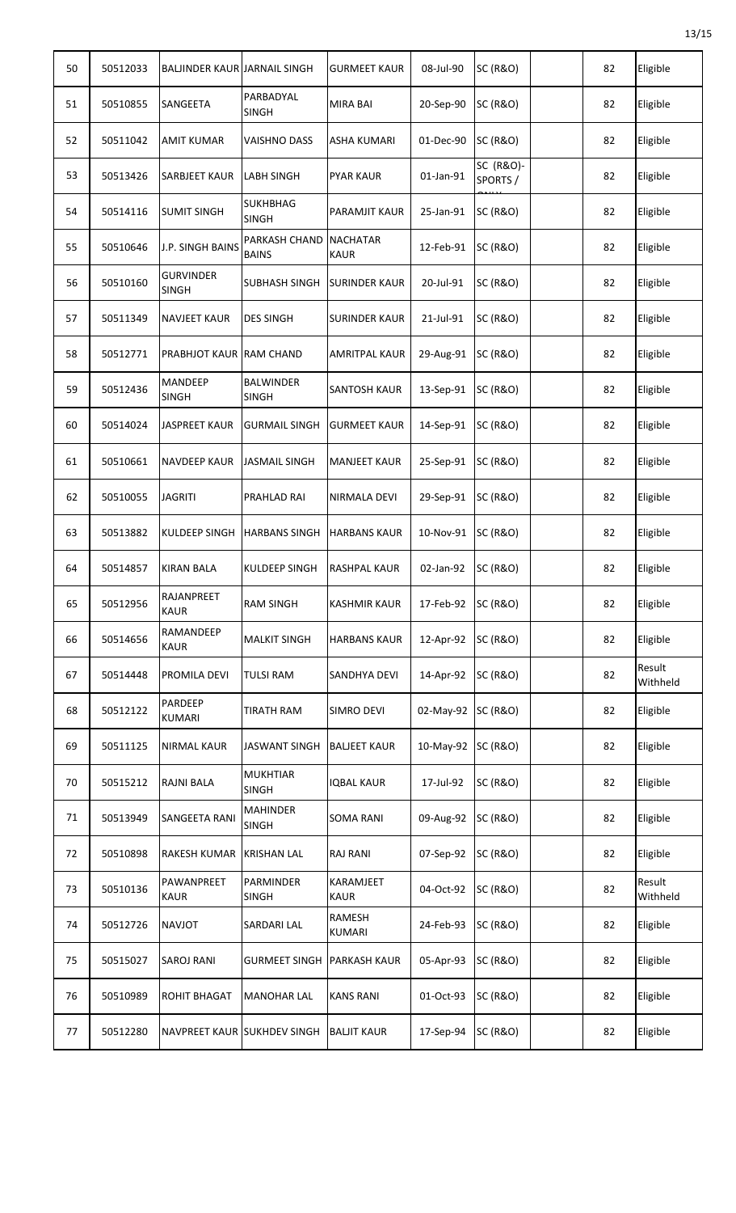| 50 | 50512033 | BALJINDER KAUR | JARNAIL SINGH | GURMEET KAUR | 08-Jul-90 | SC (R&O) | | 82 | Eligible |
|---|---|---|---|---|---|---|---|---|---|
| 51 | 50510855 | SANGEETA | PARBADYAL SINGH | MIRA BAI | 20-Sep-90 | SC (R&O) | | 82 | Eligible |
| 52 | 50511042 | AMIT KUMAR | VAISHNO DASS | ASHA KUMARI | 01-Dec-90 | SC (R&O) | | 82 | Eligible |
| 53 | 50513426 | SARBJEET KAUR | LABH SINGH | PYAR KAUR | 01-Jan-91 | SC (R&O)-SPORTS / ONLY | | 82 | Eligible |
| 54 | 50514116 | SUMIT SINGH | SUKHBHAG SINGH | PARAMJIT KAUR | 25-Jan-91 | SC (R&O) | | 82 | Eligible |
| 55 | 50510646 | J.P. SINGH BAINS | PARKASH CHAND BAINS | NACHATAR KAUR | 12-Feb-91 | SC (R&O) | | 82 | Eligible |
| 56 | 50510160 | GURVINDER SINGH | SUBHASH SINGH | SURINDER KAUR | 20-Jul-91 | SC (R&O) | | 82 | Eligible |
| 57 | 50511349 | NAVJEET KAUR | DES SINGH | SURINDER KAUR | 21-Jul-91 | SC (R&O) | | 82 | Eligible |
| 58 | 50512771 | PRABHJOT KAUR | RAM CHAND | AMRITPAL KAUR | 29-Aug-91 | SC (R&O) | | 82 | Eligible |
| 59 | 50512436 | MANDEEP SINGH | BALWINDER SINGH | SANTOSH KAUR | 13-Sep-91 | SC (R&O) | | 82 | Eligible |
| 60 | 50514024 | JASPREET KAUR | GURMAIL SINGH | GURMEET KAUR | 14-Sep-91 | SC (R&O) | | 82 | Eligible |
| 61 | 50510661 | NAVDEEP KAUR | JASMAIL SINGH | MANJEET KAUR | 25-Sep-91 | SC (R&O) | | 82 | Eligible |
| 62 | 50510055 | JAGRITI | PRAHLAD RAI | NIRMALA DEVI | 29-Sep-91 | SC (R&O) | | 82 | Eligible |
| 63 | 50513882 | KULDEEP SINGH | HARBANS SINGH | HARBANS KAUR | 10-Nov-91 | SC (R&O) | | 82 | Eligible |
| 64 | 50514857 | KIRAN BALA | KULDEEP SINGH | RASHPAL KAUR | 02-Jan-92 | SC (R&O) | | 82 | Eligible |
| 65 | 50512956 | RAJANPREET KAUR | RAM SINGH | KASHMIR KAUR | 17-Feb-92 | SC (R&O) | | 82 | Eligible |
| 66 | 50514656 | RAMANDEEP KAUR | MALKIT SINGH | HARBANS KAUR | 12-Apr-92 | SC (R&O) | | 82 | Eligible |
| 67 | 50514448 | PROMILA DEVI | TULSI RAM | SANDHYA DEVI | 14-Apr-92 | SC (R&O) | | 82 | Result Withheld |
| 68 | 50512122 | PARDEEP KUMARI | TIRATH RAM | SIMRO DEVI | 02-May-92 | SC (R&O) | | 82 | Eligible |
| 69 | 50511125 | NIRMAL KAUR | JASWANT SINGH | BALJEET KAUR | 10-May-92 | SC (R&O) | | 82 | Eligible |
| 70 | 50515212 | RAJNI BALA | MUKHTIAR SINGH | IQBAL KAUR | 17-Jul-92 | SC (R&O) | | 82 | Eligible |
| 71 | 50513949 | SANGEETA RANI | MAHINDER SINGH | SOMA RANI | 09-Aug-92 | SC (R&O) | | 82 | Eligible |
| 72 | 50510898 | RAKESH KUMAR | KRISHAN LAL | RAJ RANI | 07-Sep-92 | SC (R&O) | | 82 | Eligible |
| 73 | 50510136 | PAWANPREET KAUR | PARMINDER SINGH | KARAMJEET KAUR | 04-Oct-92 | SC (R&O) | | 82 | Result Withheld |
| 74 | 50512726 | NAVJOT | SARDARI LAL | RAMESH KUMARI | 24-Feb-93 | SC (R&O) | | 82 | Eligible |
| 75 | 50515027 | SAROJ RANI | GURMEET SINGH | PARKASH KAUR | 05-Apr-93 | SC (R&O) | | 82 | Eligible |
| 76 | 50510989 | ROHIT BHAGAT | MANOHAR LAL | KANS RANI | 01-Oct-93 | SC (R&O) | | 82 | Eligible |
| 77 | 50512280 | NAVPREET KAUR | SUKHDEV SINGH | BALJIT KAUR | 17-Sep-94 | SC (R&O) | | 82 | Eligible |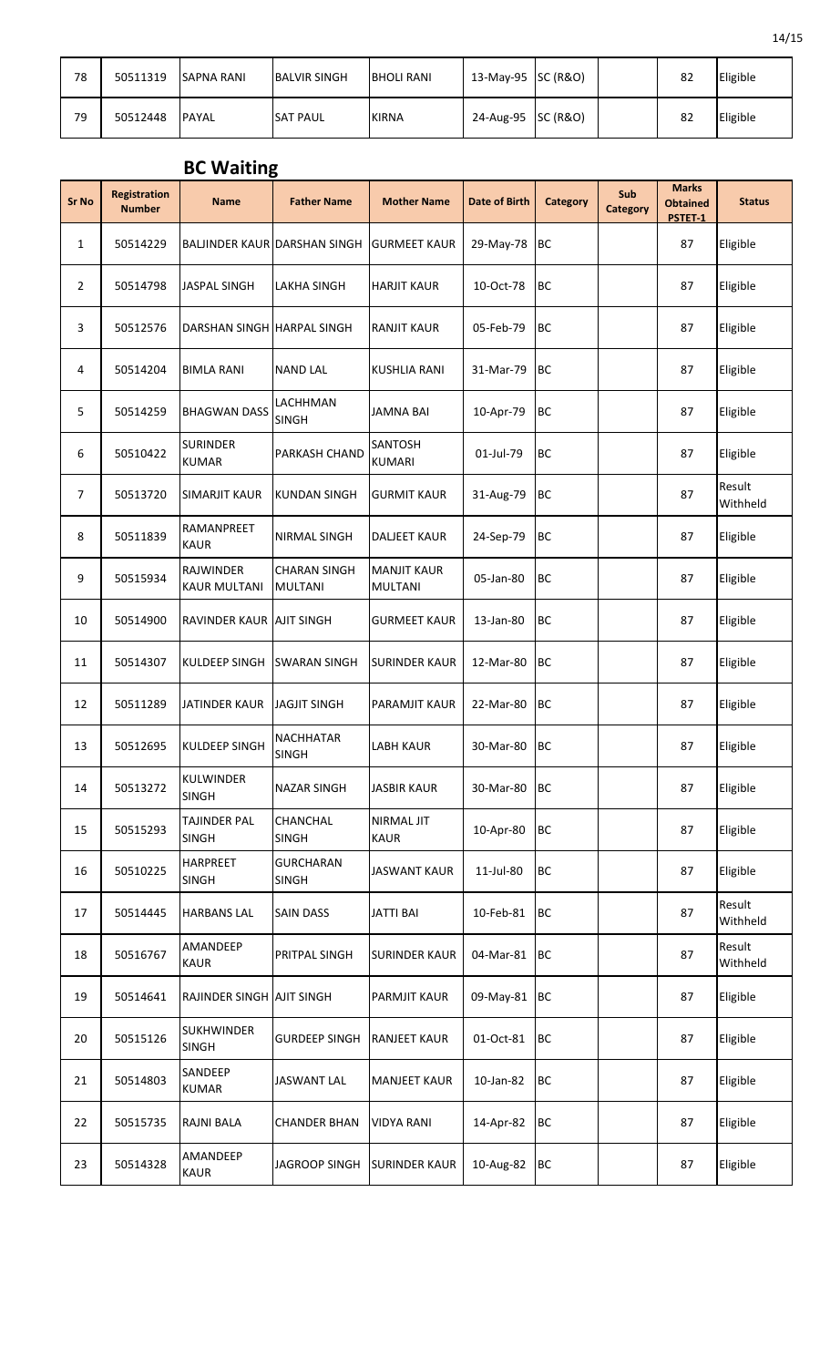| 78 | 50511319 | SAPNA RANI | BALVIR SINGH | BHOLI RANI | 13-May-95 | SC (R&O) | | 82 | Eligible |
|---|---|---|---|---|---|---|---|---|---|
| 79 | 50512448 | PAYAL | SAT PAUL | KIRNA | 24-Aug-95 | SC (R&O) | | 82 | Eligible |

## BC Waiting

| Sr No | Registration Number | Name | Father Name | Mother Name | Date of Birth | Category | Sub Category | Marks Obtained PSTET-1 | Status |
|---|---|---|---|---|---|---|---|---|---|
| 1 | 50514229 | BALJINDER KAUR | DARSHAN SINGH | GURMEET KAUR | 29-May-78 | BC | | 87 | Eligible |
| 2 | 50514798 | JASPAL SINGH | LAKHA SINGH | HARJIT KAUR | 10-Oct-78 | BC | | 87 | Eligible |
| 3 | 50512576 | DARSHAN SINGH | HARPAL SINGH | RANJIT KAUR | 05-Feb-79 | BC | | 87 | Eligible |
| 4 | 50514204 | BIMLA RANI | NAND LAL | KUSHLIA RANI | 31-Mar-79 | BC | | 87 | Eligible |
| 5 | 50514259 | BHAGWAN DASS | LACHHMAN SINGH | JAMNA BAI | 10-Apr-79 | BC | | 87 | Eligible |
| 6 | 50510422 | SURINDER KUMAR | PARKASH CHAND | SANTOSH KUMARI | 01-Jul-79 | BC | | 87 | Eligible |
| 7 | 50513720 | SIMARJIT KAUR | KUNDAN SINGH | GURMIT KAUR | 31-Aug-79 | BC | | 87 | Result Withheld |
| 8 | 50511839 | RAMANPREET KAUR | NIRMAL SINGH | DALJEET KAUR | 24-Sep-79 | BC | | 87 | Eligible |
| 9 | 50515934 | RAJWINDER KAUR MULTANI | CHARAN SINGH MULTANI | MANJIT KAUR MULTANI | 05-Jan-80 | BC | | 87 | Eligible |
| 10 | 50514900 | RAVINDER KAUR | AJIT SINGH | GURMEET KAUR | 13-Jan-80 | BC | | 87 | Eligible |
| 11 | 50514307 | KULDEEP SINGH | SWARAN SINGH | SURINDER KAUR | 12-Mar-80 | BC | | 87 | Eligible |
| 12 | 50511289 | JATINDER KAUR | JAGJIT SINGH | PARAMJIT KAUR | 22-Mar-80 | BC | | 87 | Eligible |
| 13 | 50512695 | KULDEEP SINGH | NACHHATAR SINGH | LABH KAUR | 30-Mar-80 | BC | | 87 | Eligible |
| 14 | 50513272 | KULWINDER SINGH | NAZAR SINGH | JASBIR KAUR | 30-Mar-80 | BC | | 87 | Eligible |
| 15 | 50515293 | TAJINDER PAL SINGH | CHANCHAL SINGH | NIRMAL JIT KAUR | 10-Apr-80 | BC | | 87 | Eligible |
| 16 | 50510225 | HARPREET SINGH | GURCHARAN SINGH | JASWANT KAUR | 11-Jul-80 | BC | | 87 | Eligible |
| 17 | 50514445 | HARBANS LAL | SAIN DASS | JATTI BAI | 10-Feb-81 | BC | | 87 | Result Withheld |
| 18 | 50516767 | AMANDEEP KAUR | PRITPAL SINGH | SURINDER KAUR | 04-Mar-81 | BC | | 87 | Result Withheld |
| 19 | 50514641 | RAJINDER SINGH | AJIT SINGH | PARMJIT KAUR | 09-May-81 | BC | | 87 | Eligible |
| 20 | 50515126 | SUKHWINDER SINGH | GURDEEP SINGH | RANJEET KAUR | 01-Oct-81 | BC | | 87 | Eligible |
| 21 | 50514803 | SANDEEP KUMAR | JASWANT LAL | MANJEET KAUR | 10-Jan-82 | BC | | 87 | Eligible |
| 22 | 50515735 | RAJNI BALA | CHANDER BHAN | VIDYA RANI | 14-Apr-82 | BC | | 87 | Eligible |
| 23 | 50514328 | AMANDEEP KAUR | JAGROOP SINGH | SURINDER KAUR | 10-Aug-82 | BC | | 87 | Eligible |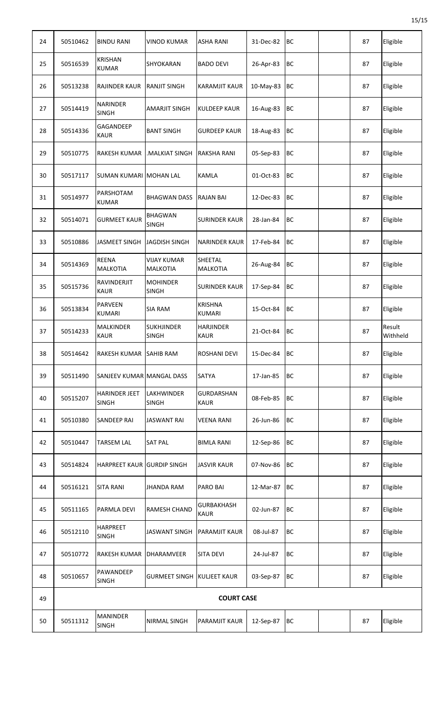| | | | | | | | | | |
|---|---|---|---|---|---|---|---|---|---|
| 24 | 50510462 | BINDU RANI | VINOD KUMAR | ASHA RANI | 31-Dec-82 | BC | | 87 | Eligible |
| 25 | 50516539 | KRISHAN KUMAR | SHYOKARAN | BADO DEVI | 26-Apr-83 | BC | | 87 | Eligible |
| 26 | 50513238 | RAJINDER KAUR | RANJIT SINGH | KARAMJIT KAUR | 10-May-83 | BC | | 87 | Eligible |
| 27 | 50514419 | NARINDER SINGH | AMARJIT SINGH | KULDEEP KAUR | 16-Aug-83 | BC | | 87 | Eligible |
| 28 | 50514336 | GAGANDEEP KAUR | BANT SINGH | GURDEEP KAUR | 18-Aug-83 | BC | | 87 | Eligible |
| 29 | 50510775 | RAKESH KUMAR | .MALKIAT SINGH | RAKSHA RANI | 05-Sep-83 | BC | | 87 | Eligible |
| 30 | 50517117 | SUMAN KUMARI | MOHAN LAL | KAMLA | 01-Oct-83 | BC | | 87 | Eligible |
| 31 | 50514977 | PARSHOTAM KUMAR | BHAGWAN DASS | RAJAN BAI | 12-Dec-83 | BC | | 87 | Eligible |
| 32 | 50514071 | GURMEET KAUR | BHAGWAN SINGH | SURINDER KAUR | 28-Jan-84 | BC | | 87 | Eligible |
| 33 | 50510886 | JASMEET SINGH | JAGDISH SINGH | NARINDER KAUR | 17-Feb-84 | BC | | 87 | Eligible |
| 34 | 50514369 | REENA MALKOTIA | VIJAY KUMAR MALKOTIA | SHEETAL MALKOTIA | 26-Aug-84 | BC | | 87 | Eligible |
| 35 | 50515736 | RAVINDERJIT KAUR | MOHINDER SINGH | SURINDER KAUR | 17-Sep-84 | BC | | 87 | Eligible |
| 36 | 50513834 | PARVEEN KUMARI | SIA RAM | KRISHNA KUMARI | 15-Oct-84 | BC | | 87 | Eligible |
| 37 | 50514233 | MALKINDER KAUR | SUKHJINDER SINGH | HARJINDER KAUR | 21-Oct-84 | BC | | 87 | Result Withheld |
| 38 | 50514642 | RAKESH KUMAR | SAHIB RAM | ROSHANI DEVI | 15-Dec-84 | BC | | 87 | Eligible |
| 39 | 50511490 | SANJEEV KUMAR | MANGAL DASS | SATYA | 17-Jan-85 | BC | | 87 | Eligible |
| 40 | 50515207 | HARINDER JEET SINGH | LAKHWINDER SINGH | GURDARSHAN KAUR | 08-Feb-85 | BC | | 87 | Eligible |
| 41 | 50510380 | SANDEEP RAI | JASWANT RAI | VEENA RANI | 26-Jun-86 | BC | | 87 | Eligible |
| 42 | 50510447 | TARSEM LAL | SAT PAL | BIMLA RANI | 12-Sep-86 | BC | | 87 | Eligible |
| 43 | 50514824 | HARPREET KAUR | GURDIP SINGH | JASVIR KAUR | 07-Nov-86 | BC | | 87 | Eligible |
| 44 | 50516121 | SITA RANI | JHANDA RAM | PARO BAI | 12-Mar-87 | BC | | 87 | Eligible |
| 45 | 50511165 | PARMLA DEVI | RAMESH CHAND | GURBAKHASH KAUR | 02-Jun-87 | BC | | 87 | Eligible |
| 46 | 50512110 | HARPREET SINGH | JASWANT SINGH | PARAMJIT KAUR | 08-Jul-87 | BC | | 87 | Eligible |
| 47 | 50510772 | RAKESH KUMAR | DHARAMVEER | SITA DEVI | 24-Jul-87 | BC | | 87 | Eligible |
| 48 | 50510657 | PAWANDEEP SINGH | GURMEET SINGH | KULJEET KAUR | 03-Sep-87 | BC | | 87 | Eligible |
| 49 | COURT CASE | | | | | | | | |
| 50 | 50511312 | MANINDER SINGH | NIRMAL SINGH | PARAMJIT KAUR | 12-Sep-87 | BC | | 87 | Eligible |